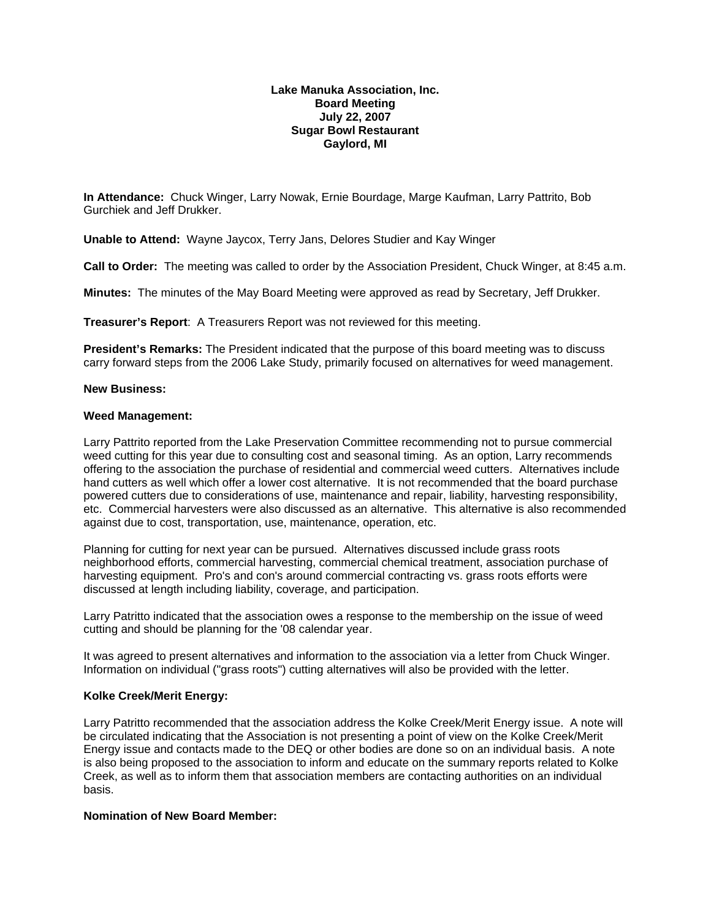**Lake Manuka Association, Inc.**
**Board Meeting**
**July 22, 2007**
**Sugar Bowl Restaurant**
**Gaylord, MI**

**In Attendance:** Chuck Winger, Larry Nowak, Ernie Bourdage, Marge Kaufman, Larry Pattrito, Bob Gurchiek and Jeff Drukker.

**Unable to Attend:** Wayne Jaycox, Terry Jans, Delores Studier and Kay Winger

**Call to Order:** The meeting was called to order by the Association President, Chuck Winger, at 8:45 a.m.

**Minutes:** The minutes of the May Board Meeting were approved as read by Secretary, Jeff Drukker.

**Treasurer's Report**: A Treasurers Report was not reviewed for this meeting.

**President's Remarks:** The President indicated that the purpose of this board meeting was to discuss carry forward steps from the 2006 Lake Study, primarily focused on alternatives for weed management.

**New Business:**

**Weed Management:**

Larry Pattrito reported from the Lake Preservation Committee recommending not to pursue commercial weed cutting for this year due to consulting cost and seasonal timing. As an option, Larry recommends offering to the association the purchase of residential and commercial weed cutters. Alternatives include hand cutters as well which offer a lower cost alternative. It is not recommended that the board purchase powered cutters due to considerations of use, maintenance and repair, liability, harvesting responsibility, etc. Commercial harvesters were also discussed as an alternative. This alternative is also recommended against due to cost, transportation, use, maintenance, operation, etc.

Planning for cutting for next year can be pursued. Alternatives discussed include grass roots neighborhood efforts, commercial harvesting, commercial chemical treatment, association purchase of harvesting equipment. Pro's and con's around commercial contracting vs. grass roots efforts were discussed at length including liability, coverage, and participation.

Larry Patritto indicated that the association owes a response to the membership on the issue of weed cutting and should be planning for the '08 calendar year.

It was agreed to present alternatives and information to the association via a letter from Chuck Winger. Information on individual ("grass roots") cutting alternatives will also be provided with the letter.

**Kolke Creek/Merit Energy:**

Larry Patritto recommended that the association address the Kolke Creek/Merit Energy issue. A note will be circulated indicating that the Association is not presenting a point of view on the Kolke Creek/Merit Energy issue and contacts made to the DEQ or other bodies are done so on an individual basis. A note is also being proposed to the association to inform and educate on the summary reports related to Kolke Creek, as well as to inform them that association members are contacting authorities on an individual basis.

**Nomination of New Board Member:**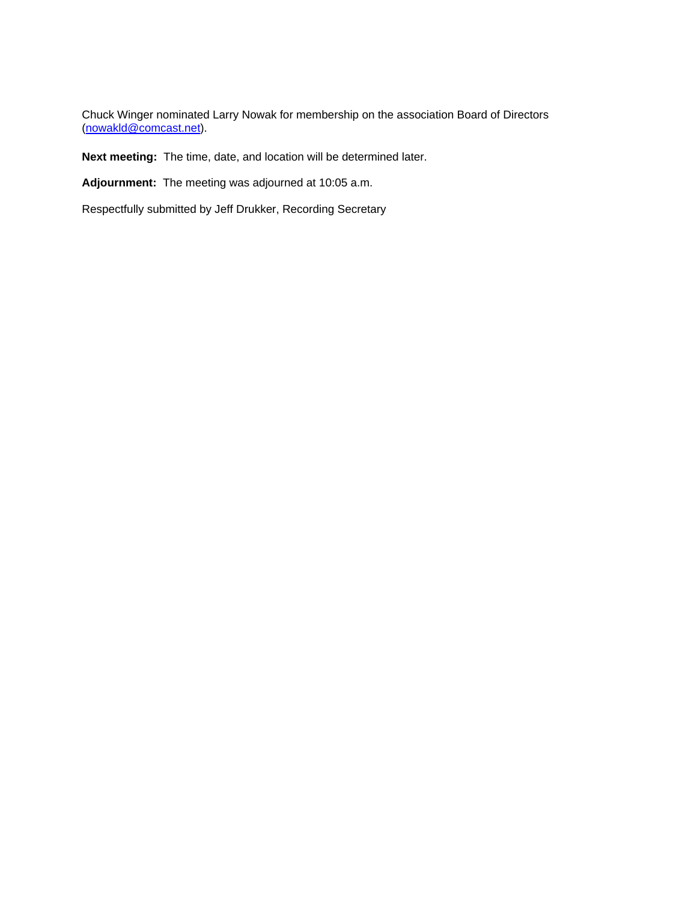Chuck Winger nominated Larry Nowak for membership on the association Board of Directors (nowakld@comcast.net).

**Next meeting:** The time, date, and location will be determined later.

**Adjournment:** The meeting was adjourned at 10:05 a.m.

Respectfully submitted by Jeff Drukker, Recording Secretary